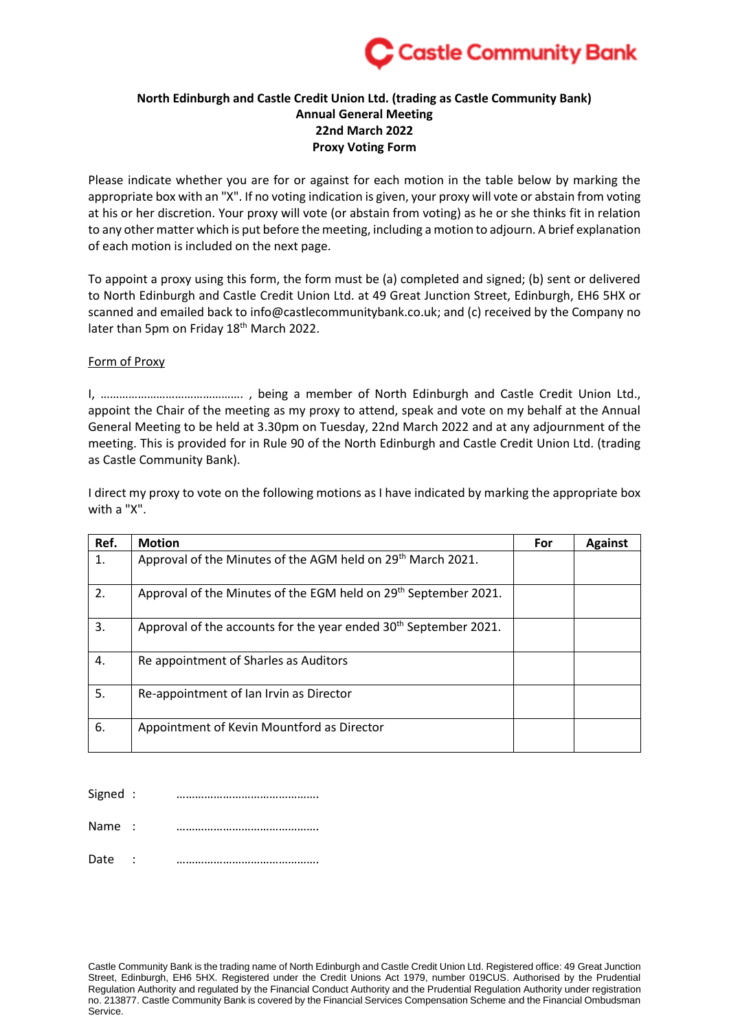Castle Community Bank

**North Edinburgh and Castle Credit Union Ltd. (trading as Castle Community Bank)**
**Annual General Meeting**
**22nd March 2022**
**Proxy Voting Form**

Please indicate whether you are for or against for each motion in the table below by marking the appropriate box with an "X". If no voting indication is given, your proxy will vote or abstain from voting at his or her discretion. Your proxy will vote (or abstain from voting) as he or she thinks fit in relation to any other matter which is put before the meeting, including a motion to adjourn. A brief explanation of each motion is included on the next page.

To appoint a proxy using this form, the form must be (a) completed and signed; (b) sent or delivered to North Edinburgh and Castle Credit Union Ltd. at 49 Great Junction Street, Edinburgh, EH6 5HX or scanned and emailed back to info@castlecommunitybank.co.uk; and (c) received by the Company no later than 5pm on Friday 18th March 2022.

Form of Proxy

I, ………………………………………. , being a member of North Edinburgh and Castle Credit Union Ltd., appoint the Chair of the meeting as my proxy to attend, speak and vote on my behalf at the Annual General Meeting to be held at 3.30pm on Tuesday, 22nd March 2022 and at any adjournment of the meeting. This is provided for in Rule 90 of the North Edinburgh and Castle Credit Union Ltd. (trading as Castle Community Bank).

I direct my proxy to vote on the following motions as I have indicated by marking the appropriate box with a "X".

| Ref. | Motion | For | Against |
|---|---|---|---|
| 1. | Approval of the Minutes of the AGM held on 29th March 2021. | | |
| 2. | Approval of the Minutes of the EGM held on 29th September 2021. | | |
| 3. | Approval of the accounts for the year ended 30th September 2021. | | |
| 4. | Re appointment of Sharles as Auditors | | |
| 5. | Re-appointment of Ian Irvin as Director | | |
| 6. | Appointment of Kevin Mountford as Director | | |

Signed : ……………………………………….

Name : ……………………………………….

Date : ……………………………………….

Castle Community Bank is the trading name of North Edinburgh and Castle Credit Union Ltd. Registered office: 49 Great Junction Street, Edinburgh, EH6 5HX. Registered under the Credit Unions Act 1979, number 019CUS. Authorised by the Prudential Regulation Authority and regulated by the Financial Conduct Authority and the Prudential Regulation Authority under registration no. 213877. Castle Community Bank is covered by the Financial Services Compensation Scheme and the Financial Ombudsman Service.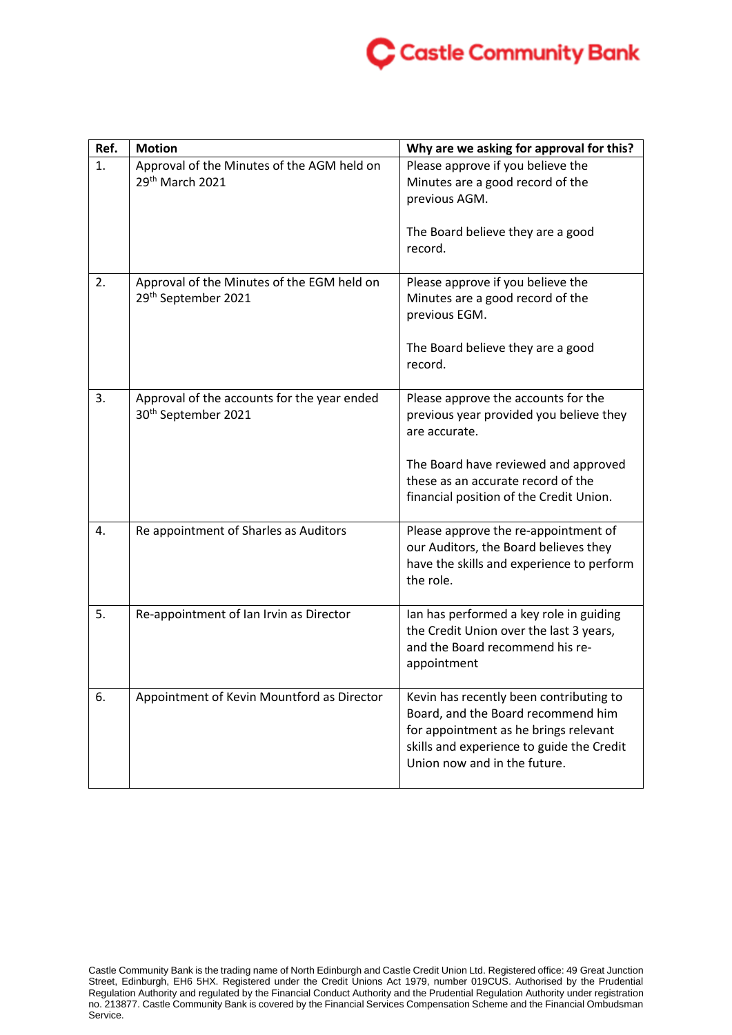| Ref. | Motion | Why are we asking for approval for this? |
|---|---|---|
| 1. | Approval of the Minutes of the AGM held on 29th March 2021 | Please approve if you believe the Minutes are a good record of the previous AGM.<br><br>The Board believe they are a good record. |
| 2. | Approval of the Minutes of the EGM held on 29th September 2021 | Please approve if you believe the Minutes are a good record of the previous EGM.<br><br>The Board believe they are a good record. |
| 3. | Approval of the accounts for the year ended 30th September 2021 | Please approve the accounts for the previous year provided you believe they are accurate.<br><br>The Board have reviewed and approved these as an accurate record of the financial position of the Credit Union. |
| 4. | Re appointment of Sharles as Auditors | Please approve the re-appointment of our Auditors, the Board believes they have the skills and experience to perform the role. |
| 5. | Re-appointment of Ian Irvin as Director | Ian has performed a key role in guiding the Credit Union over the last 3 years, and the Board recommend his re-appointment |
| 6. | Appointment of Kevin Mountford as Director | Kevin has recently been contributing to Board, and the Board recommend him for appointment as he brings relevant skills and experience to guide the Credit Union now and in the future. |

Castle Community Bank is the trading name of North Edinburgh and Castle Credit Union Ltd. Registered office: 49 Great Junction Street, Edinburgh, EH6 5HX. Registered under the Credit Unions Act 1979, number 019CUS. Authorised by the Prudential Regulation Authority and regulated by the Financial Conduct Authority and the Prudential Regulation Authority under registration no. 213877. Castle Community Bank is covered by the Financial Services Compensation Scheme and the Financial Ombudsman Service.